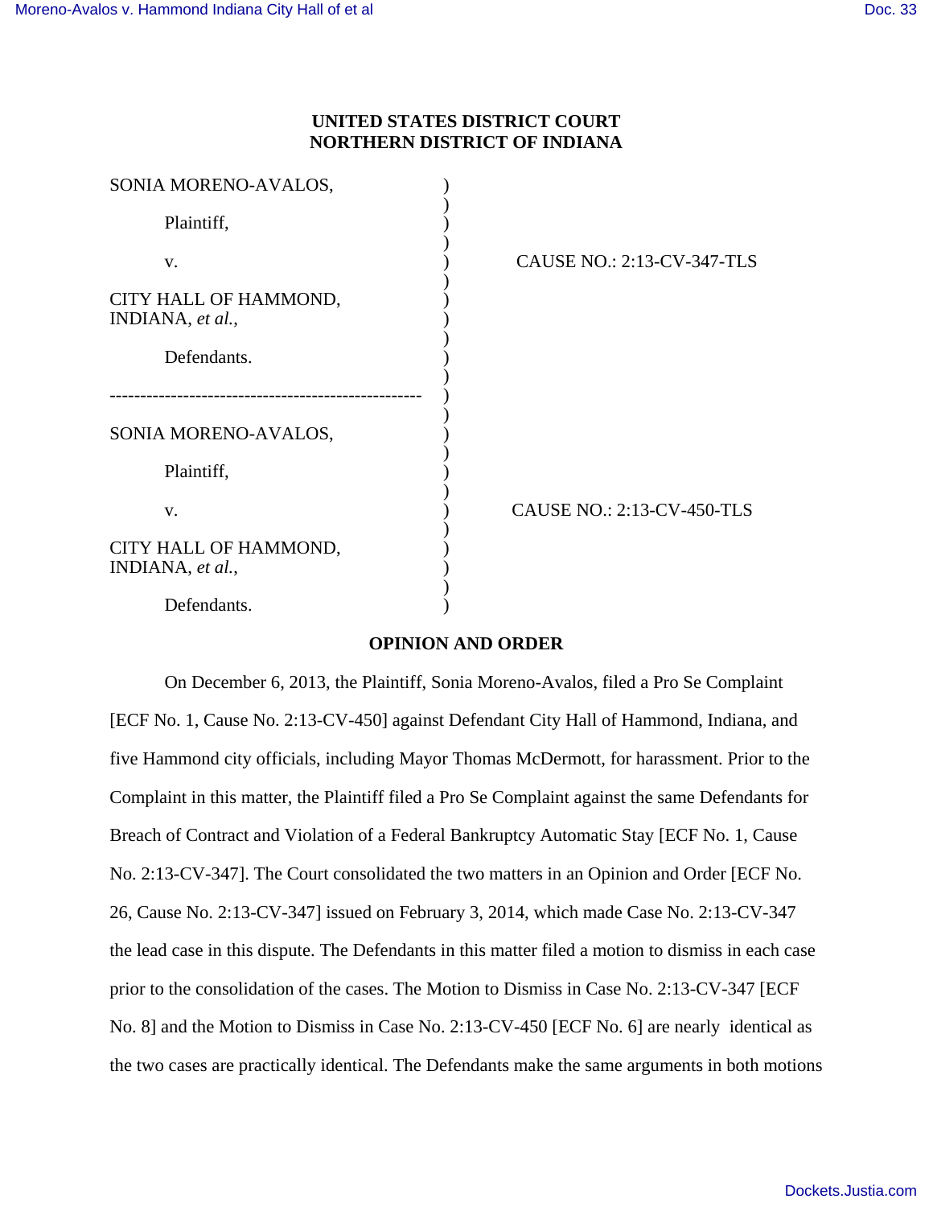**UNITED STATES DISTRICT COURT**
**NORTHERN DISTRICT OF INDIANA**

SONIA MORENO-AVALOS,

Plaintiff,

v.

CITY HALL OF HAMMOND, INDIANA, *et al.*,

Defendants.

CAUSE NO.: 2:13-CV-347-TLS

---

SONIA MORENO-AVALOS,

Plaintiff,

v.

CITY HALL OF HAMMOND, INDIANA, *et al.*,

Defendants.

CAUSE NO.: 2:13-CV-450-TLS

**OPINION AND ORDER**

On December 6, 2013, the Plaintiff, Sonia Moreno-Avalos, filed a Pro Se Complaint [ECF No. 1, Cause No. 2:13-CV-450] against Defendant City Hall of Hammond, Indiana, and five Hammond city officials, including Mayor Thomas McDermott, for harassment. Prior to the Complaint in this matter, the Plaintiff filed a Pro Se Complaint against the same Defendants for Breach of Contract and Violation of a Federal Bankruptcy Automatic Stay [ECF No. 1, Cause No. 2:13-CV-347]. The Court consolidated the two matters in an Opinion and Order [ECF No. 26, Cause No. 2:13-CV-347] issued on February 3, 2014, which made Case No. 2:13-CV-347 the lead case in this dispute. The Defendants in this matter filed a motion to dismiss in each case prior to the consolidation of the cases. The Motion to Dismiss in Case No. 2:13-CV-347 [ECF No. 8] and the Motion to Dismiss in Case No. 2:13-CV-450 [ECF No. 6] are nearly identical as the two cases are practically identical. The Defendants make the same arguments in both motions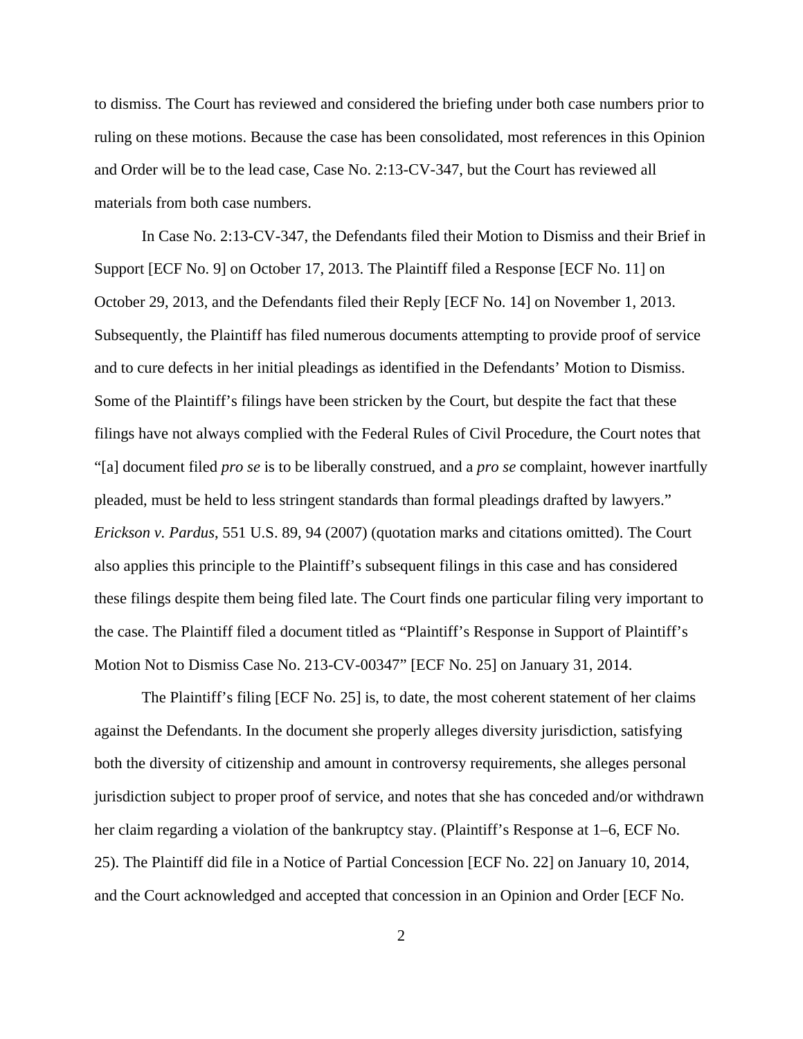to dismiss. The Court has reviewed and considered the briefing under both case numbers prior to ruling on these motions. Because the case has been consolidated, most references in this Opinion and Order will be to the lead case, Case No. 2:13-CV-347, but the Court has reviewed all materials from both case numbers.

In Case No. 2:13-CV-347, the Defendants filed their Motion to Dismiss and their Brief in Support [ECF No. 9] on October 17, 2013. The Plaintiff filed a Response [ECF No. 11] on October 29, 2013, and the Defendants filed their Reply [ECF No. 14] on November 1, 2013. Subsequently, the Plaintiff has filed numerous documents attempting to provide proof of service and to cure defects in her initial pleadings as identified in the Defendants' Motion to Dismiss. Some of the Plaintiff's filings have been stricken by the Court, but despite the fact that these filings have not always complied with the Federal Rules of Civil Procedure, the Court notes that "[a] document filed *pro se* is to be liberally construed, and a *pro se* complaint, however inartfully pleaded, must be held to less stringent standards than formal pleadings drafted by lawyers." *Erickson v. Pardus*, 551 U.S. 89, 94 (2007) (quotation marks and citations omitted). The Court also applies this principle to the Plaintiff's subsequent filings in this case and has considered these filings despite them being filed late. The Court finds one particular filing very important to the case. The Plaintiff filed a document titled as "Plaintiff's Response in Support of Plaintiff's Motion Not to Dismiss Case No. 213-CV-00347" [ECF No. 25] on January 31, 2014.

The Plaintiff's filing [ECF No. 25] is, to date, the most coherent statement of her claims against the Defendants. In the document she properly alleges diversity jurisdiction, satisfying both the diversity of citizenship and amount in controversy requirements, she alleges personal jurisdiction subject to proper proof of service, and notes that she has conceded and/or withdrawn her claim regarding a violation of the bankruptcy stay. (Plaintiff's Response at 1–6, ECF No. 25). The Plaintiff did file in a Notice of Partial Concession [ECF No. 22] on January 10, 2014, and the Court acknowledged and accepted that concession in an Opinion and Order [ECF No.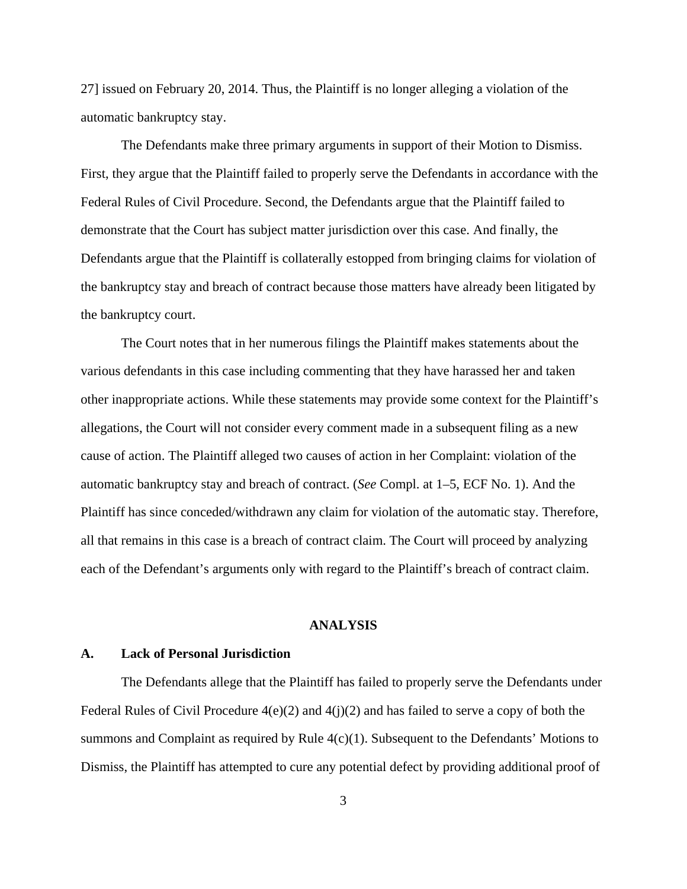27] issued on February 20, 2014. Thus, the Plaintiff is no longer alleging a violation of the automatic bankruptcy stay.

The Defendants make three primary arguments in support of their Motion to Dismiss. First, they argue that the Plaintiff failed to properly serve the Defendants in accordance with the Federal Rules of Civil Procedure. Second, the Defendants argue that the Plaintiff failed to demonstrate that the Court has subject matter jurisdiction over this case. And finally, the Defendants argue that the Plaintiff is collaterally estopped from bringing claims for violation of the bankruptcy stay and breach of contract because those matters have already been litigated by the bankruptcy court.

The Court notes that in her numerous filings the Plaintiff makes statements about the various defendants in this case including commenting that they have harassed her and taken other inappropriate actions. While these statements may provide some context for the Plaintiff's allegations, the Court will not consider every comment made in a subsequent filing as a new cause of action. The Plaintiff alleged two causes of action in her Complaint: violation of the automatic bankruptcy stay and breach of contract. (*See* Compl. at 1–5, ECF No. 1). And the Plaintiff has since conceded/withdrawn any claim for violation of the automatic stay. Therefore, all that remains in this case is a breach of contract claim. The Court will proceed by analyzing each of the Defendant's arguments only with regard to the Plaintiff's breach of contract claim.

## ANALYSIS

### A. Lack of Personal Jurisdiction

The Defendants allege that the Plaintiff has failed to properly serve the Defendants under Federal Rules of Civil Procedure 4(e)(2) and 4(j)(2) and has failed to serve a copy of both the summons and Complaint as required by Rule 4(c)(1). Subsequent to the Defendants' Motions to Dismiss, the Plaintiff has attempted to cure any potential defect by providing additional proof of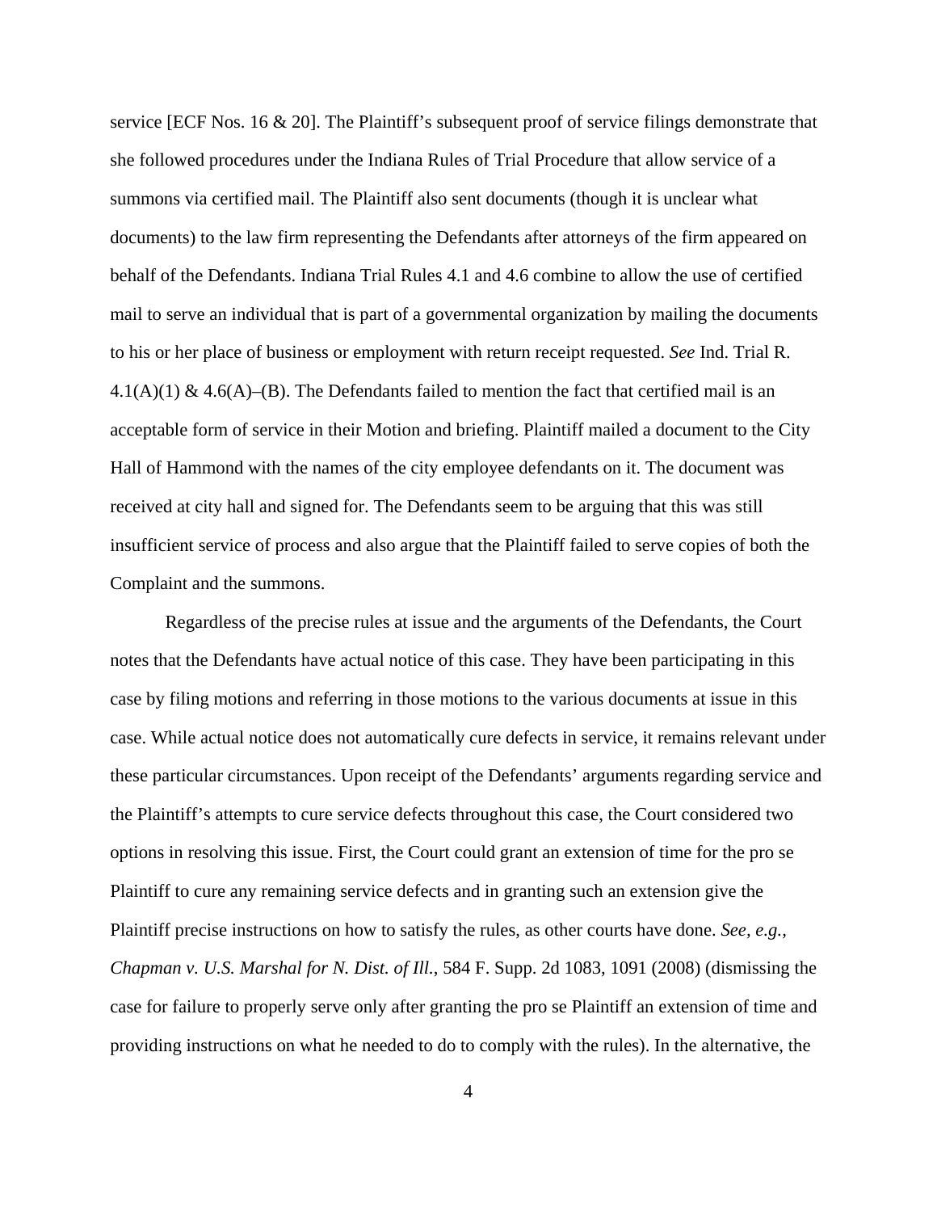service [ECF Nos. 16 & 20]. The Plaintiff's subsequent proof of service filings demonstrate that she followed procedures under the Indiana Rules of Trial Procedure that allow service of a summons via certified mail. The Plaintiff also sent documents (though it is unclear what documents) to the law firm representing the Defendants after attorneys of the firm appeared on behalf of the Defendants. Indiana Trial Rules 4.1 and 4.6 combine to allow the use of certified mail to serve an individual that is part of a governmental organization by mailing the documents to his or her place of business or employment with return receipt requested. *See* Ind. Trial R. 4.1(A)(1) & 4.6(A)–(B). The Defendants failed to mention the fact that certified mail is an acceptable form of service in their Motion and briefing. Plaintiff mailed a document to the City Hall of Hammond with the names of the city employee defendants on it. The document was received at city hall and signed for. The Defendants seem to be arguing that this was still insufficient service of process and also argue that the Plaintiff failed to serve copies of both the Complaint and the summons.

Regardless of the precise rules at issue and the arguments of the Defendants, the Court notes that the Defendants have actual notice of this case. They have been participating in this case by filing motions and referring in those motions to the various documents at issue in this case. While actual notice does not automatically cure defects in service, it remains relevant under these particular circumstances. Upon receipt of the Defendants' arguments regarding service and the Plaintiff's attempts to cure service defects throughout this case, the Court considered two options in resolving this issue. First, the Court could grant an extension of time for the pro se Plaintiff to cure any remaining service defects and in granting such an extension give the Plaintiff precise instructions on how to satisfy the rules, as other courts have done. *See, e.g.*, *Chapman v. U.S. Marshal for N. Dist. of Ill.*, 584 F. Supp. 2d 1083, 1091 (2008) (dismissing the case for failure to properly serve only after granting the pro se Plaintiff an extension of time and providing instructions on what he needed to do to comply with the rules). In the alternative, the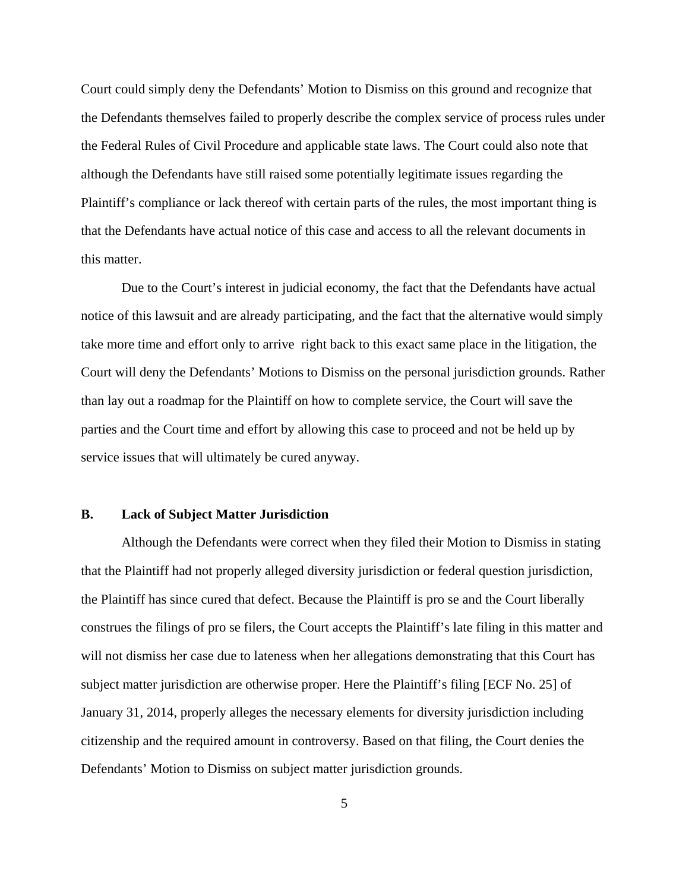Court could simply deny the Defendants' Motion to Dismiss on this ground and recognize that the Defendants themselves failed to properly describe the complex service of process rules under the Federal Rules of Civil Procedure and applicable state laws. The Court could also note that although the Defendants have still raised some potentially legitimate issues regarding the Plaintiff's compliance or lack thereof with certain parts of the rules, the most important thing is that the Defendants have actual notice of this case and access to all the relevant documents in this matter.

Due to the Court's interest in judicial economy, the fact that the Defendants have actual notice of this lawsuit and are already participating, and the fact that the alternative would simply take more time and effort only to arrive right back to this exact same place in the litigation, the Court will deny the Defendants' Motions to Dismiss on the personal jurisdiction grounds. Rather than lay out a roadmap for the Plaintiff on how to complete service, the Court will save the parties and the Court time and effort by allowing this case to proceed and not be held up by service issues that will ultimately be cured anyway.

### B. Lack of Subject Matter Jurisdiction

Although the Defendants were correct when they filed their Motion to Dismiss in stating that the Plaintiff had not properly alleged diversity jurisdiction or federal question jurisdiction, the Plaintiff has since cured that defect. Because the Plaintiff is pro se and the Court liberally construes the filings of pro se filers, the Court accepts the Plaintiff's late filing in this matter and will not dismiss her case due to lateness when her allegations demonstrating that this Court has subject matter jurisdiction are otherwise proper. Here the Plaintiff's filing [ECF No. 25] of January 31, 2014, properly alleges the necessary elements for diversity jurisdiction including citizenship and the required amount in controversy. Based on that filing, the Court denies the Defendants' Motion to Dismiss on subject matter jurisdiction grounds.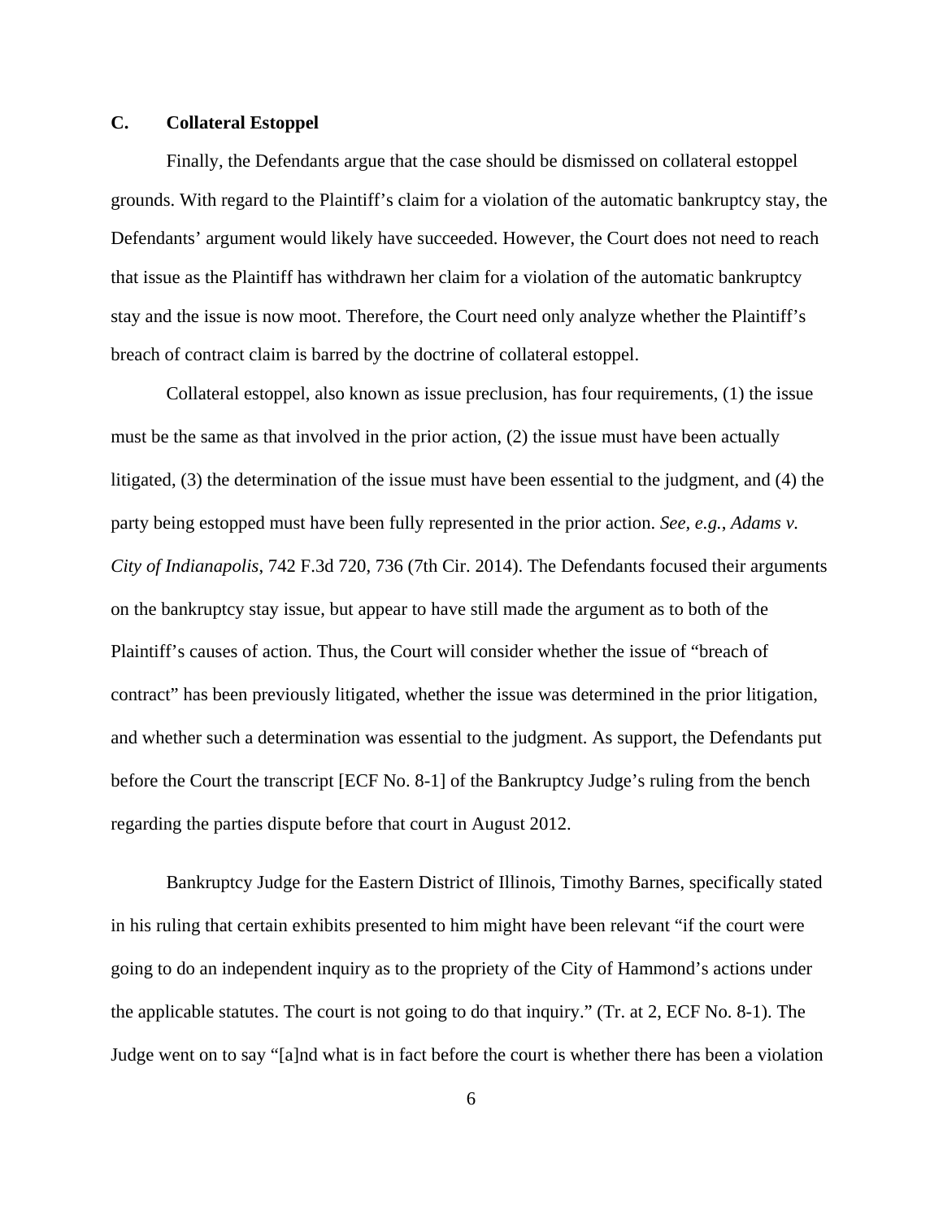### C. Collateral Estoppel

Finally, the Defendants argue that the case should be dismissed on collateral estoppel grounds. With regard to the Plaintiff's claim for a violation of the automatic bankruptcy stay, the Defendants' argument would likely have succeeded. However, the Court does not need to reach that issue as the Plaintiff has withdrawn her claim for a violation of the automatic bankruptcy stay and the issue is now moot. Therefore, the Court need only analyze whether the Plaintiff's breach of contract claim is barred by the doctrine of collateral estoppel.

Collateral estoppel, also known as issue preclusion, has four requirements, (1) the issue must be the same as that involved in the prior action, (2) the issue must have been actually litigated, (3) the determination of the issue must have been essential to the judgment, and (4) the party being estopped must have been fully represented in the prior action. *See, e.g.*, *Adams v. City of Indianapolis*, 742 F.3d 720, 736 (7th Cir. 2014). The Defendants focused their arguments on the bankruptcy stay issue, but appear to have still made the argument as to both of the Plaintiff's causes of action. Thus, the Court will consider whether the issue of "breach of contract" has been previously litigated, whether the issue was determined in the prior litigation, and whether such a determination was essential to the judgment. As support, the Defendants put before the Court the transcript [ECF No. 8-1] of the Bankruptcy Judge's ruling from the bench regarding the parties dispute before that court in August 2012.

Bankruptcy Judge for the Eastern District of Illinois, Timothy Barnes, specifically stated in his ruling that certain exhibits presented to him might have been relevant "if the court were going to do an independent inquiry as to the propriety of the City of Hammond's actions under the applicable statutes. The court is not going to do that inquiry." (Tr. at 2, ECF No. 8-1). The Judge went on to say "[a]nd what is in fact before the court is whether there has been a violation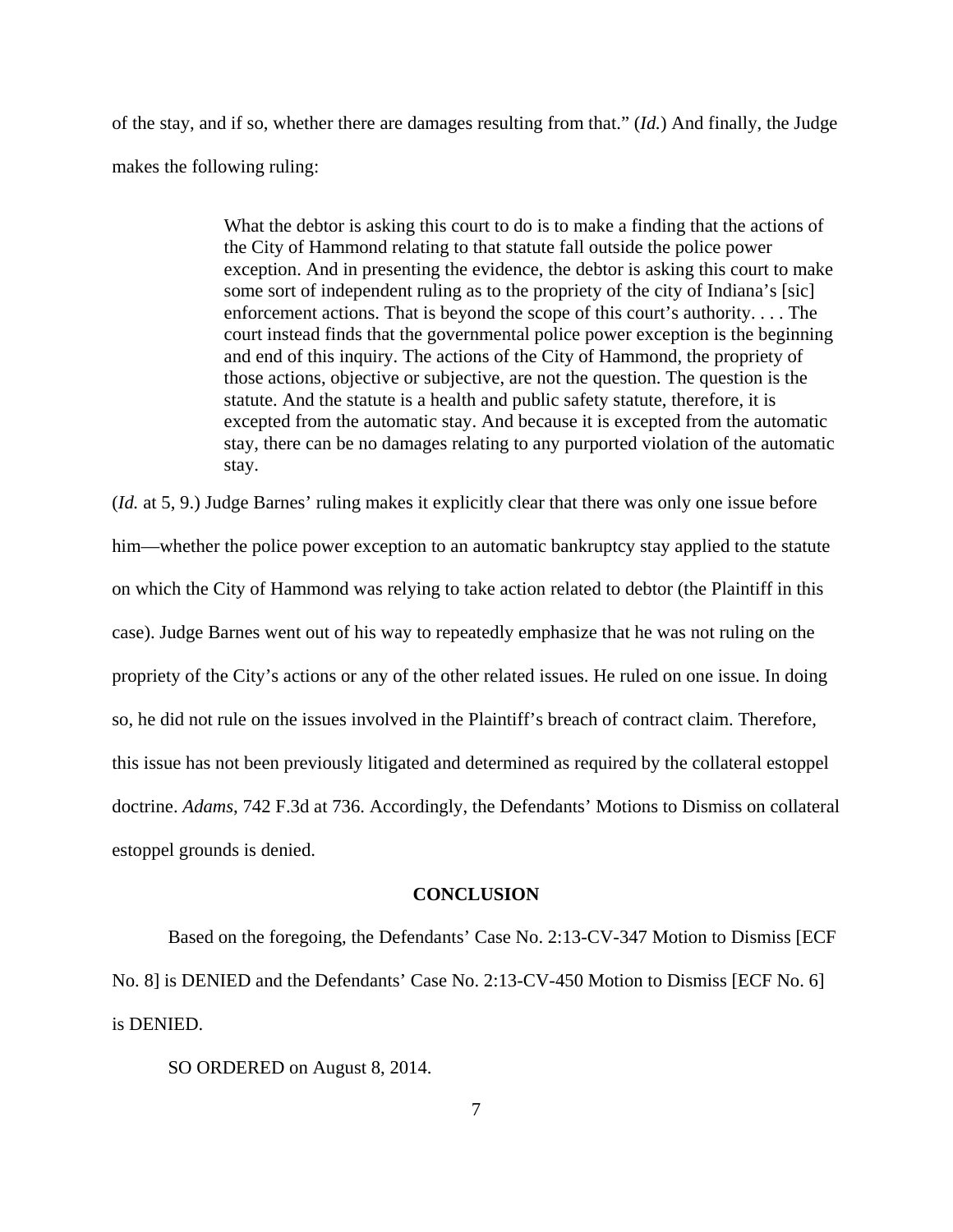of the stay, and if so, whether there are damages resulting from that." (*Id.*) And finally, the Judge makes the following ruling:

> What the debtor is asking this court to do is to make a finding that the actions of the City of Hammond relating to that statute fall outside the police power exception. And in presenting the evidence, the debtor is asking this court to make some sort of independent ruling as to the propriety of the city of Indiana's [sic] enforcement actions. That is beyond the scope of this court's authority. . . . The court instead finds that the governmental police power exception is the beginning and end of this inquiry. The actions of the City of Hammond, the propriety of those actions, objective or subjective, are not the question. The question is the statute. And the statute is a health and public safety statute, therefore, it is excepted from the automatic stay. And because it is excepted from the automatic stay, there can be no damages relating to any purported violation of the automatic stay.

(*Id.* at 5, 9.) Judge Barnes' ruling makes it explicitly clear that there was only one issue before him—whether the police power exception to an automatic bankruptcy stay applied to the statute on which the City of Hammond was relying to take action related to debtor (the Plaintiff in this case). Judge Barnes went out of his way to repeatedly emphasize that he was not ruling on the propriety of the City's actions or any of the other related issues. He ruled on one issue. In doing so, he did not rule on the issues involved in the Plaintiff's breach of contract claim. Therefore, this issue has not been previously litigated and determined as required by the collateral estoppel doctrine. *Adams*, 742 F.3d at 736. Accordingly, the Defendants' Motions to Dismiss on collateral estoppel grounds is denied.

## CONCLUSION

Based on the foregoing, the Defendants' Case No. 2:13-CV-347 Motion to Dismiss [ECF No. 8] is DENIED and the Defendants' Case No. 2:13-CV-450 Motion to Dismiss [ECF No. 6] is DENIED.

SO ORDERED on August 8, 2014.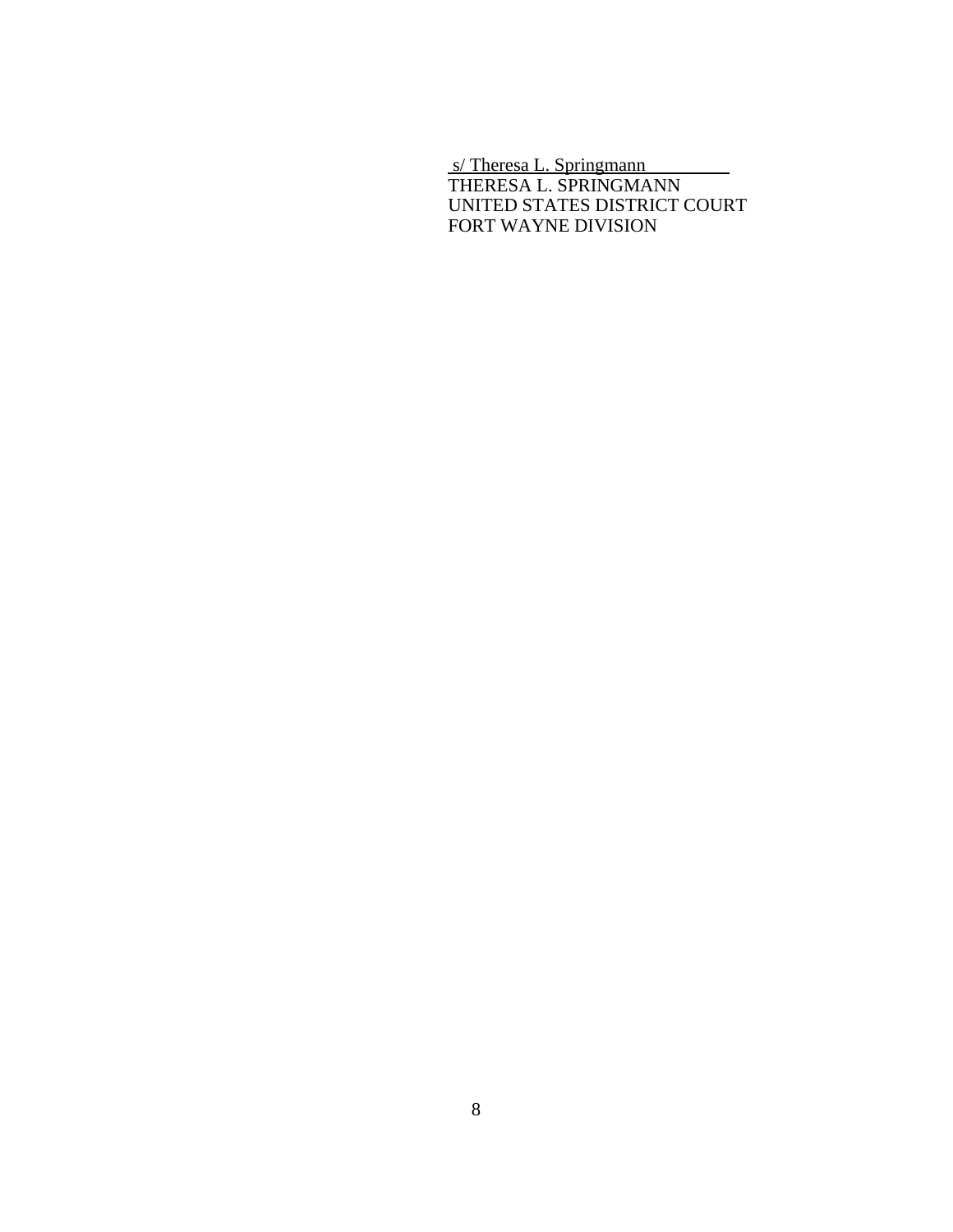s/ Theresa L. Springmann
THERESA L. SPRINGMANN
UNITED STATES DISTRICT COURT
FORT WAYNE DIVISION